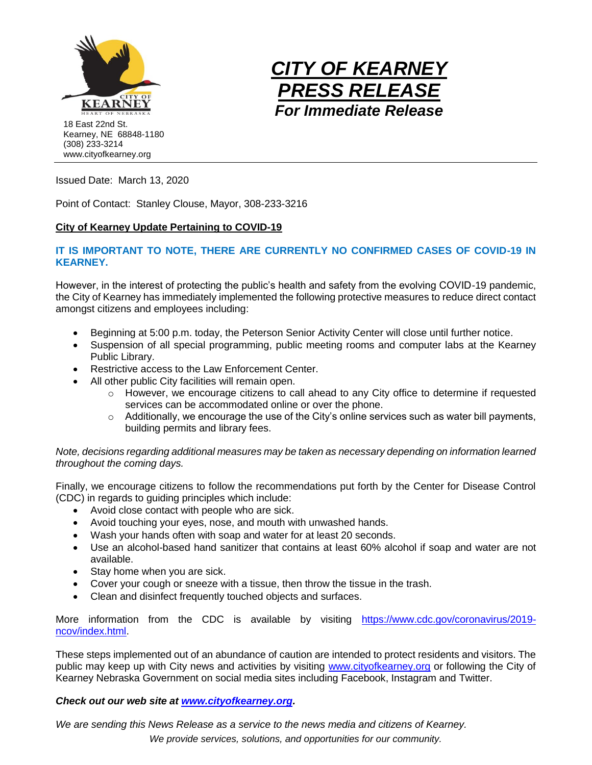18 East 22nd St.
Kearney, NE 68848-1180
(308) 233-3214
www.cityofkearney.org

# *CITY OF KEARNEY PRESS RELEASE*

### *For Immediate Release*

Issued Date: March 13, 2020

Point of Contact: Stanley Clouse, Mayor, 308-233-3216

**City of Kearney Update Pertaining to COVID-19**

**IT IS IMPORTANT TO NOTE, THERE ARE CURRENTLY NO CONFIRMED CASES OF COVID-19 IN KEARNEY.**

However, in the interest of protecting the public's health and safety from the evolving COVID-19 pandemic, the City of Kearney has immediately implemented the following protective measures to reduce direct contact amongst citizens and employees including:

- Beginning at 5:00 p.m. today, the Peterson Senior Activity Center will close until further notice.
- Suspension of all special programming, public meeting rooms and computer labs at the Kearney Public Library.
- Restrictive access to the Law Enforcement Center.
- All other public City facilities will remain open.
    - However, we encourage citizens to call ahead to any City office to determine if requested services can be accommodated online or over the phone.
    - Additionally, we encourage the use of the City's online services such as water bill payments, building permits and library fees.

*Note, decisions regarding additional measures may be taken as necessary depending on information learned throughout the coming days.*

Finally, we encourage citizens to follow the recommendations put forth by the Center for Disease Control (CDC) in regards to guiding principles which include:

- Avoid close contact with people who are sick.
- Avoid touching your eyes, nose, and mouth with unwashed hands.
- Wash your hands often with soap and water for at least 20 seconds.
- Use an alcohol-based hand sanitizer that contains at least 60% alcohol if soap and water are not available.
- Stay home when you are sick.
- Cover your cough or sneeze with a tissue, then throw the tissue in the trash.
- Clean and disinfect frequently touched objects and surfaces.

More information from the CDC is available by visiting https://www.cdc.gov/coronavirus/2019-ncov/index.html.

These steps implemented out of an abundance of caution are intended to protect residents and visitors. The public may keep up with City news and activities by visiting www.cityofkearney.org or following the City of Kearney Nebraska Government on social media sites including Facebook, Instagram and Twitter.

***Check out our web site at www.cityofkearney.org.***

*We are sending this News Release as a service to the news media and citizens of Kearney.*
*We provide services, solutions, and opportunities for our community.*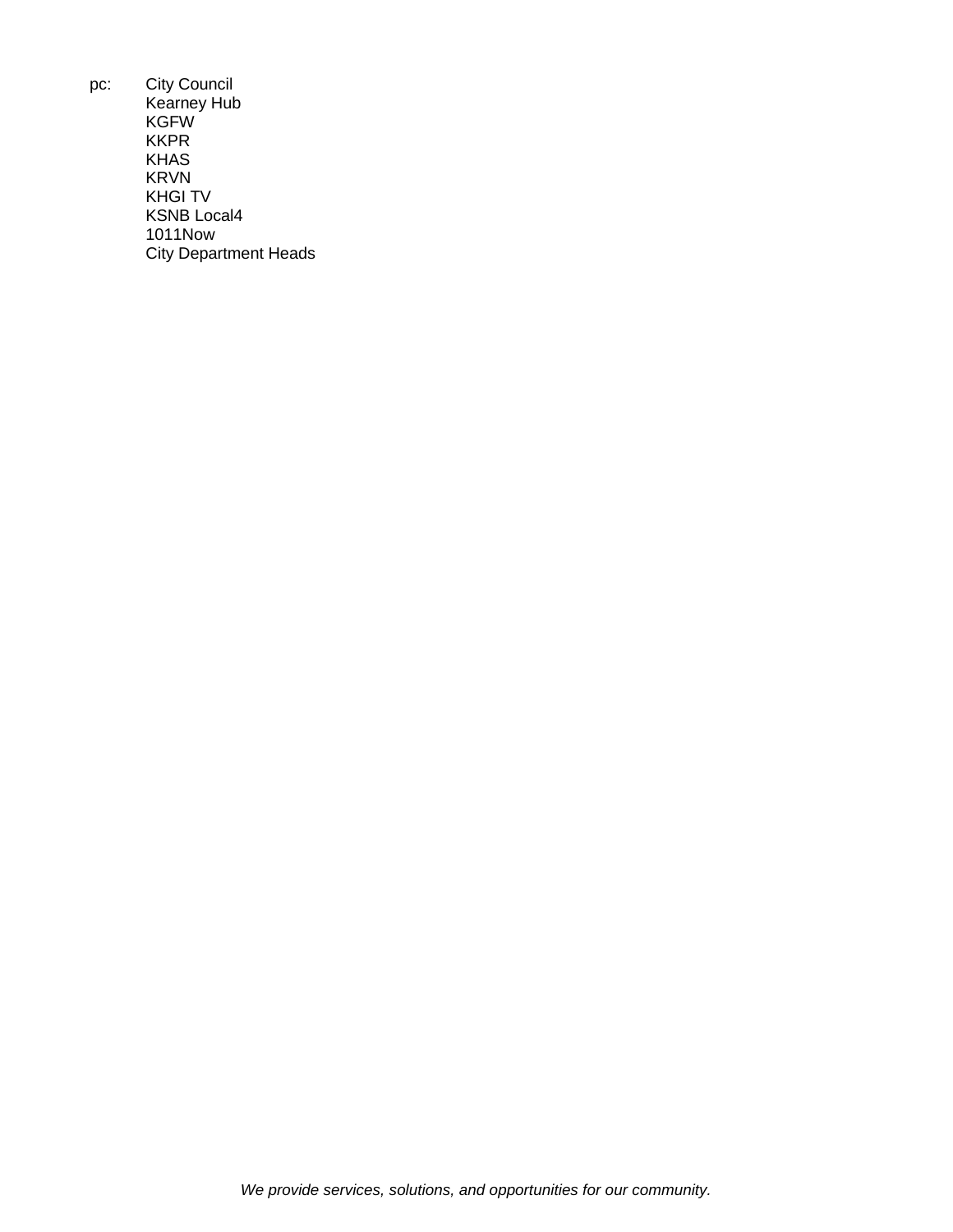pc: City Council
    Kearney Hub
    KGFW
    KKPR
    KHAS
    KRVN
    KHGI TV
    KSNB Local4
    1011Now
    City Department Heads